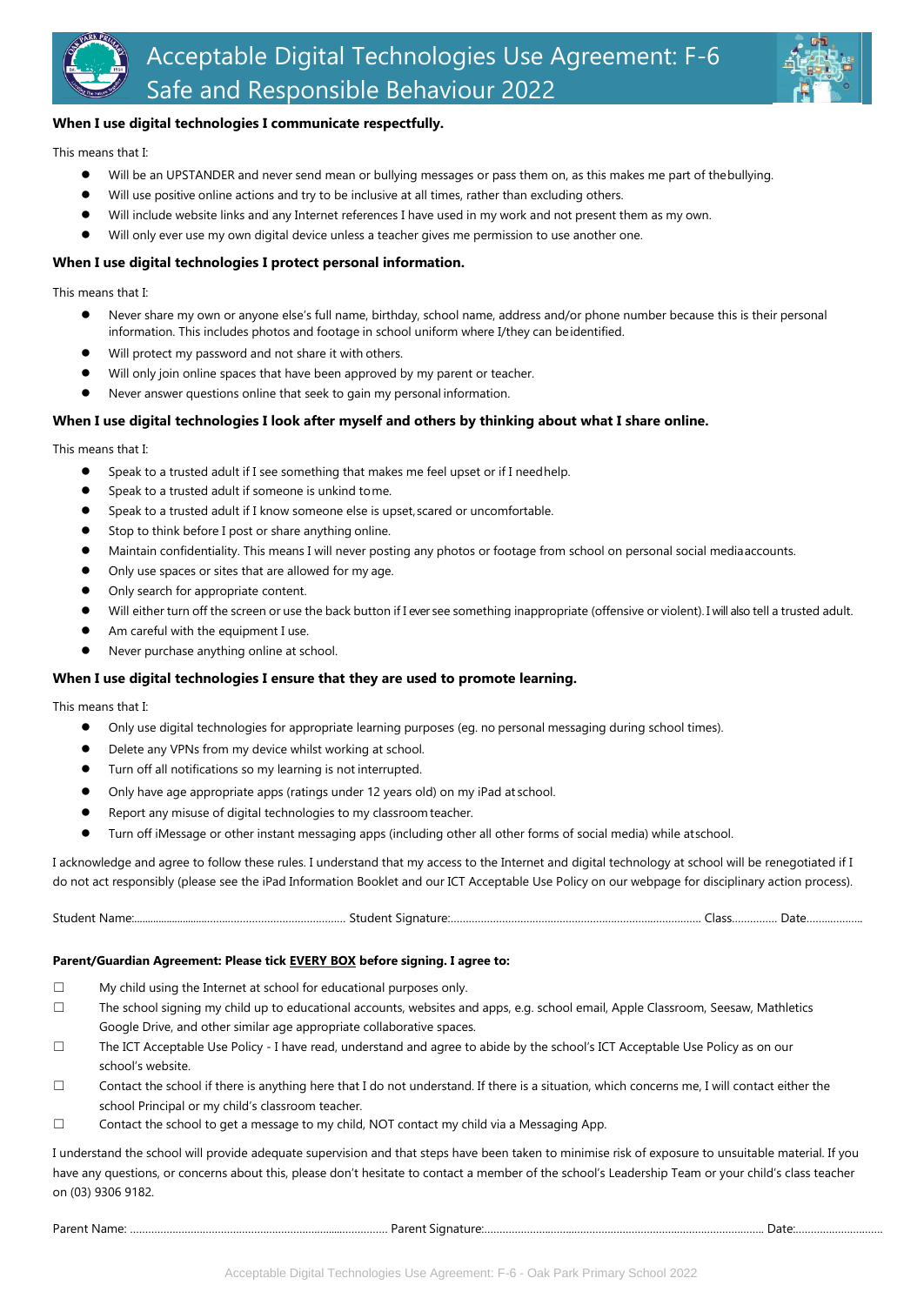# Acceptable Digital Technologies Use Agreement: F-6
# Safe and Responsible Behaviour 2022

**When I use digital technologies I communicate respectfully.**

This means that I:

- Will be an UPSTANDER and never send mean or bullying messages or pass them on, as this makes me part of the bullying.
- Will use positive online actions and try to be inclusive at all times, rather than excluding others.
- Will include website links and any Internet references I have used in my work and not present them as my own.
- Will only ever use my own digital device unless a teacher gives me permission to use another one.

**When I use digital technologies I protect personal information.**

This means that I:

- Never share my own or anyone else's full name, birthday, school name, address and/or phone number because this is their personal information. This includes photos and footage in school uniform where I/they can be identified.
- Will protect my password and not share it with others.
- Will only join online spaces that have been approved by my parent or teacher.
- Never answer questions online that seek to gain my personal information.

**When I use digital technologies I look after myself and others by thinking about what I share online.**

This means that I:

- Speak to a trusted adult if I see something that makes me feel upset or if I need help.
- Speak to a trusted adult if someone is unkind to me.
- Speak to a trusted adult if I know someone else is upset, scared or uncomfortable.
- Stop to think before I post or share anything online.
- Maintain confidentiality. This means I will never posting any photos or footage from school on personal social media accounts.
- Only use spaces or sites that are allowed for my age.
- Only search for appropriate content.
- Will either turn off the screen or use the back button if I ever see something inappropriate (offensive or violent). I will also tell a trusted adult.
- Am careful with the equipment I use.
- Never purchase anything online at school.

**When I use digital technologies I ensure that they are used to promote learning.**

This means that I:

- Only use digital technologies for appropriate learning purposes (eg. no personal messaging during school times).
- Delete any VPNs from my device whilst working at school.
- Turn off all notifications so my learning is not interrupted.
- Only have age appropriate apps (ratings under 12 years old) on my iPad at school.
- Report any misuse of digital technologies to my classroom teacher.
- Turn off iMessage or other instant messaging apps (including other all other forms of social media) while at school.

I acknowledge and agree to follow these rules. I understand that my access to the Internet and digital technology at school will be renegotiated if I do not act responsibly (please see the iPad Information Booklet and our ICT Acceptable Use Policy on our webpage for disciplinary action process).

Student Name:.......................................................................... Student Signature:.................................................................................... Class............... Date...................

**Parent/Guardian Agreement: Please tick <u>EVERY BOX</u> before signing. I agree to:**

☐ My child using the Internet at school for educational purposes only.

☐ The school signing my child up to educational accounts, websites and apps, e.g. school email, Apple Classroom, Seesaw, Mathletics Google Drive, and other similar age appropriate collaborative spaces.

☐ The ICT Acceptable Use Policy - I have read, understand and agree to abide by the school's ICT Acceptable Use Policy as on our school's website.

☐ Contact the school if there is anything here that I do not understand. If there is a situation, which concerns me, I will contact either the school Principal or my child's classroom teacher.

☐ Contact the school to get a message to my child, NOT contact my child via a Messaging App.

I understand the school will provide adequate supervision and that steps have been taken to minimise risk of exposure to unsuitable material. If you have any questions, or concerns about this, please don't hesitate to contact a member of the school's Leadership Team or your child's class teacher on (03) 9306 9182.

Parent Name: ...................................................................................... Parent Signature:............................................................................................ Date:.............................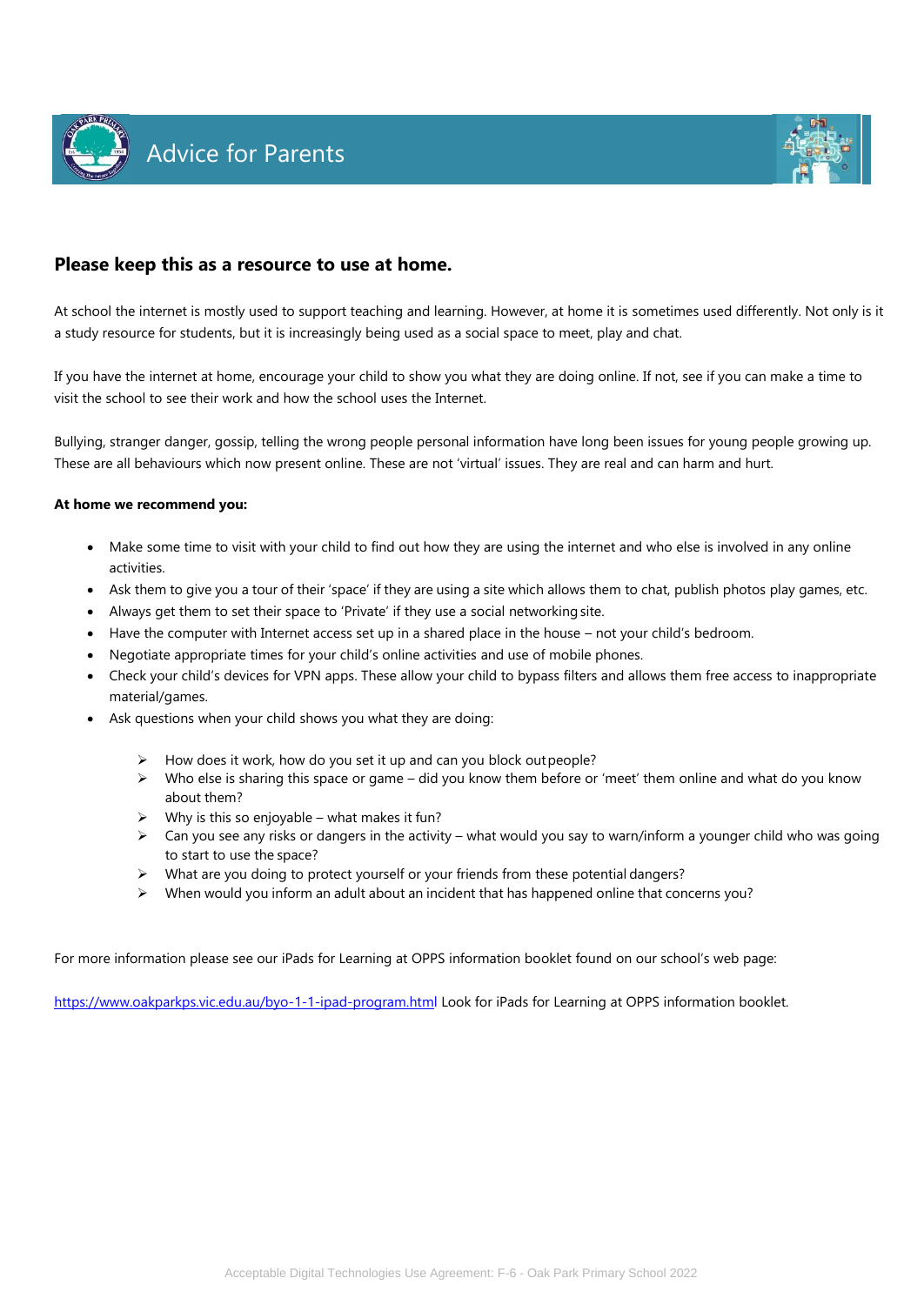# Advice for Parents

## Please keep this as a resource to use at home.

At school the internet is mostly used to support teaching and learning. However, at home it is sometimes used differently. Not only is it a study resource for students, but it is increasingly being used as a social space to meet, play and chat.

If you have the internet at home, encourage your child to show you what they are doing online. If not, see if you can make a time to visit the school to see their work and how the school uses the Internet.

Bullying, stranger danger, gossip, telling the wrong people personal information have long been issues for young people growing up. These are all behaviours which now present online. These are not 'virtual' issues. They are real and can harm and hurt.

**At home we recommend you:**

- Make some time to visit with your child to find out how they are using the internet and who else is involved in any online activities.
- Ask them to give you a tour of their 'space' if they are using a site which allows them to chat, publish photos play games, etc.
- Always get them to set their space to 'Private' if they use a social networking site.
- Have the computer with Internet access set up in a shared place in the house – not your child's bedroom.
- Negotiate appropriate times for your child's online activities and use of mobile phones.
- Check your child's devices for VPN apps. These allow your child to bypass filters and allows them free access to inappropriate material/games.
- Ask questions when your child shows you what they are doing:
  - How does it work, how do you set it up and can you block out people?
  - Who else is sharing this space or game – did you know them before or 'meet' them online and what do you know about them?
  - Why is this so enjoyable – what makes it fun?
  - Can you see any risks or dangers in the activity – what would you say to warn/inform a younger child who was going to start to use the space?
  - What are you doing to protect yourself or your friends from these potential dangers?
  - When would you inform an adult about an incident that has happened online that concerns you?

For more information please see our iPads for Learning at OPPS information booklet found on our school's web page:

https://www.oakparkps.vic.edu.au/byo-1-1-ipad-program.html Look for iPads for Learning at OPPS information booklet.